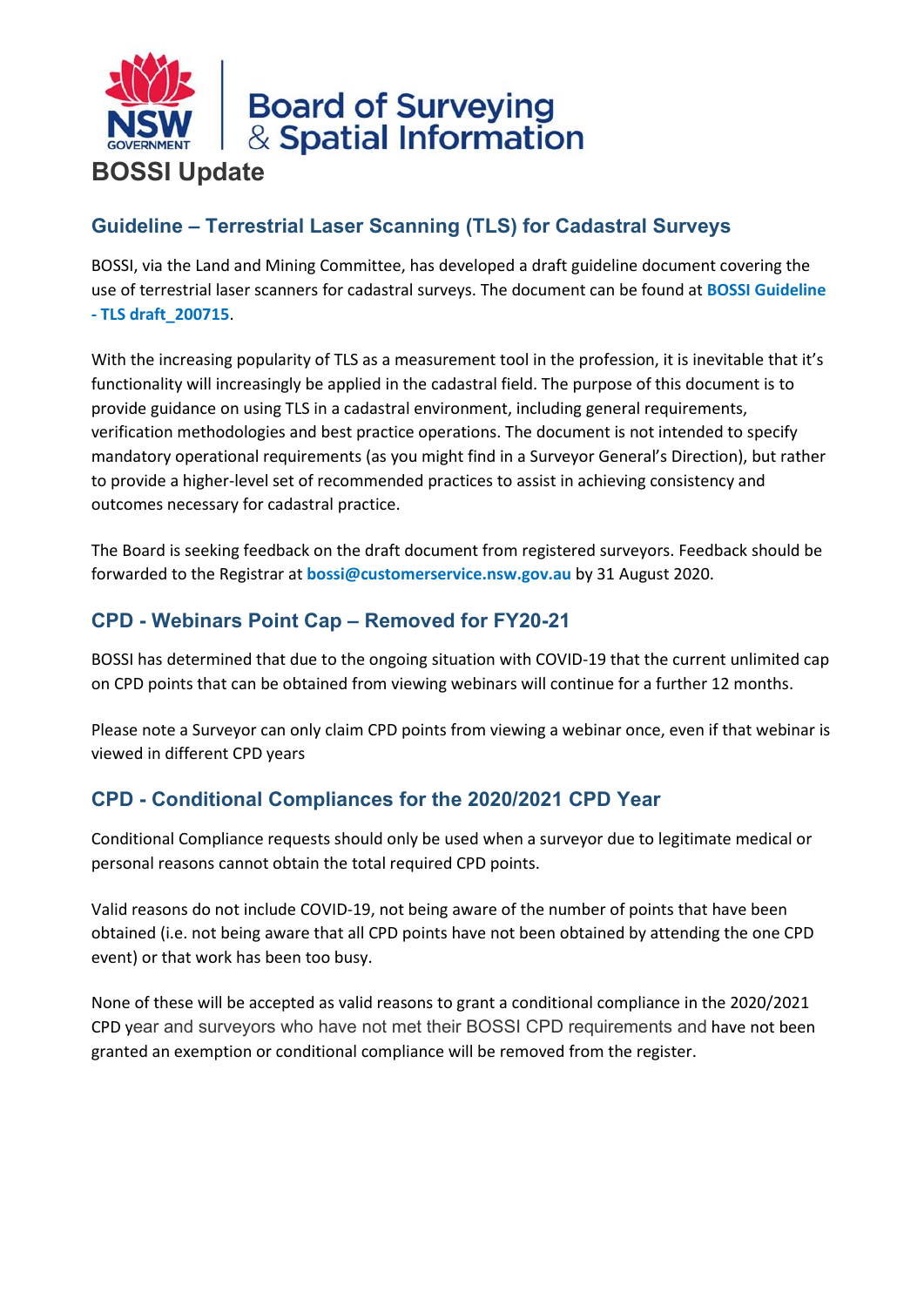Board of Surveying & Spatial Information

# BOSSI Update

## Guideline – Terrestrial Laser Scanning (TLS) for Cadastral Surveys

BOSSI, via the Land and Mining Committee, has developed a draft guideline document covering the use of terrestrial laser scanners for cadastral surveys. The document can be found at **BOSSI Guideline - TLS draft_200715**.

With the increasing popularity of TLS as a measurement tool in the profession, it is inevitable that it's functionality will increasingly be applied in the cadastral field. The purpose of this document is to provide guidance on using TLS in a cadastral environment, including general requirements, verification methodologies and best practice operations. The document is not intended to specify mandatory operational requirements (as you might find in a Surveyor General's Direction), but rather to provide a higher-level set of recommended practices to assist in achieving consistency and outcomes necessary for cadastral practice.

The Board is seeking feedback on the draft document from registered surveyors. Feedback should be forwarded to the Registrar at **bossi@customerservice.nsw.gov.au** by 31 August 2020.

## CPD - Webinars Point Cap – Removed for FY20-21

BOSSI has determined that due to the ongoing situation with COVID-19 that the current unlimited cap on CPD points that can be obtained from viewing webinars will continue for a further 12 months.

Please note a Surveyor can only claim CPD points from viewing a webinar once, even if that webinar is viewed in different CPD years

## CPD - Conditional Compliances for the 2020/2021 CPD Year

Conditional Compliance requests should only be used when a surveyor due to legitimate medical or personal reasons cannot obtain the total required CPD points.

Valid reasons do not include COVID-19, not being aware of the number of points that have been obtained (i.e. not being aware that all CPD points have not been obtained by attending the one CPD event) or that work has been too busy.

None of these will be accepted as valid reasons to grant a conditional compliance in the 2020/2021 CPD year and surveyors who have not met their BOSSI CPD requirements and have not been granted an exemption or conditional compliance will be removed from the register.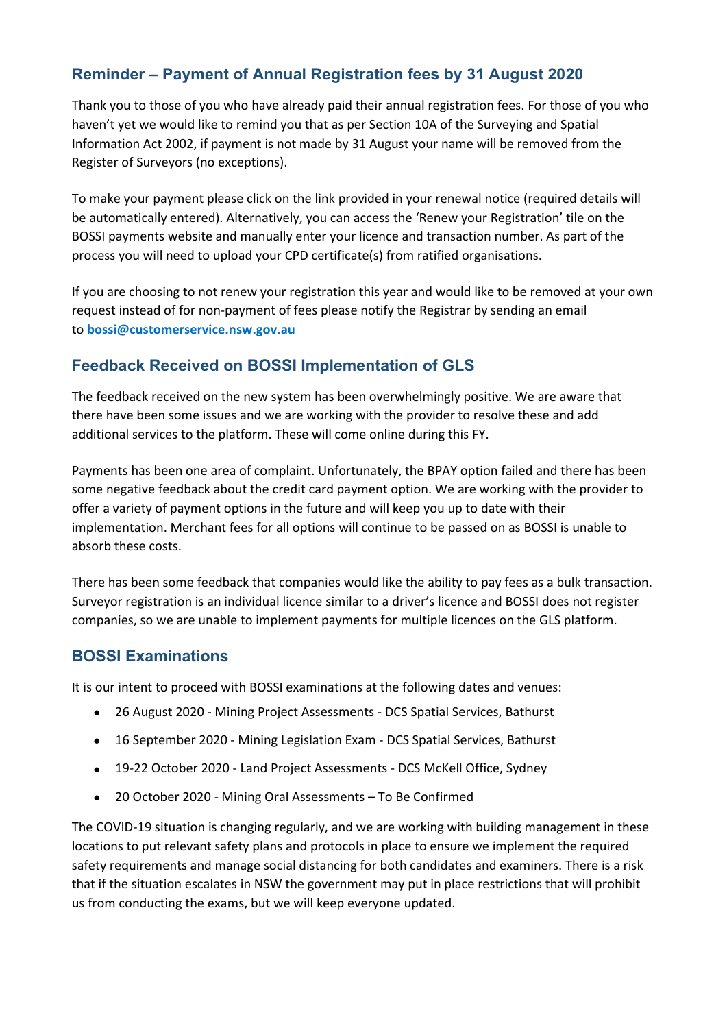## Reminder – Payment of Annual Registration fees by 31 August 2020

Thank you to those of you who have already paid their annual registration fees. For those of you who haven't yet we would like to remind you that as per Section 10A of the Surveying and Spatial Information Act 2002, if payment is not made by 31 August your name will be removed from the Register of Surveyors (no exceptions).

To make your payment please click on the link provided in your renewal notice (required details will be automatically entered). Alternatively, you can access the 'Renew your Registration' tile on the BOSSI payments website and manually enter your licence and transaction number. As part of the process you will need to upload your CPD certificate(s) from ratified organisations.

If you are choosing to not renew your registration this year and would like to be removed at your own request instead of for non-payment of fees please notify the Registrar by sending an email to **bossi@customerservice.nsw.gov.au**

## Feedback Received on BOSSI Implementation of GLS

The feedback received on the new system has been overwhelmingly positive. We are aware that there have been some issues and we are working with the provider to resolve these and add additional services to the platform. These will come online during this FY.

Payments has been one area of complaint. Unfortunately, the BPAY option failed and there has been some negative feedback about the credit card payment option. We are working with the provider to offer a variety of payment options in the future and will keep you up to date with their implementation. Merchant fees for all options will continue to be passed on as BOSSI is unable to absorb these costs.

There has been some feedback that companies would like the ability to pay fees as a bulk transaction. Surveyor registration is an individual licence similar to a driver's licence and BOSSI does not register companies, so we are unable to implement payments for multiple licences on the GLS platform.

## BOSSI Examinations

It is our intent to proceed with BOSSI examinations at the following dates and venues:

- 26 August 2020 - Mining Project Assessments - DCS Spatial Services, Bathurst
- 16 September 2020 - Mining Legislation Exam - DCS Spatial Services, Bathurst
- 19-22 October 2020 - Land Project Assessments - DCS McKell Office, Sydney
- 20 October 2020 - Mining Oral Assessments – To Be Confirmed

The COVID-19 situation is changing regularly, and we are working with building management in these locations to put relevant safety plans and protocols in place to ensure we implement the required safety requirements and manage social distancing for both candidates and examiners. There is a risk that if the situation escalates in NSW the government may put in place restrictions that will prohibit us from conducting the exams, but we will keep everyone updated.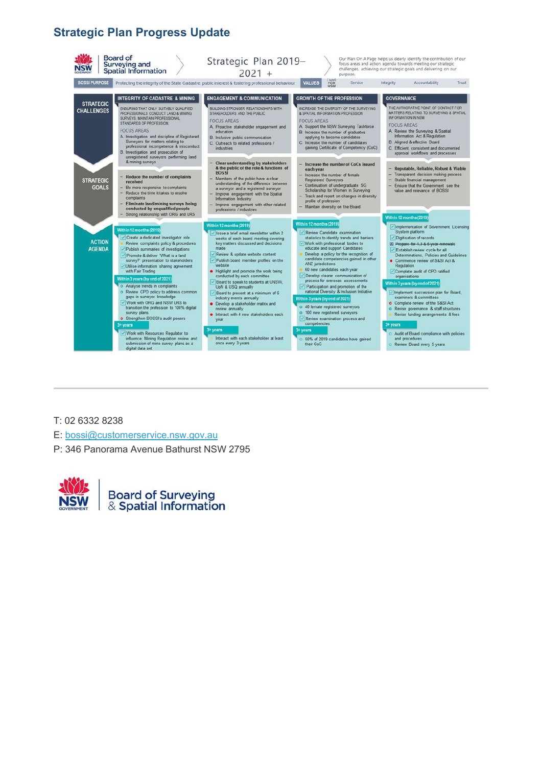## Strategic Plan Progress Update

Board of Surveying and Spatial Information

Strategic Plan 2019–2021 +

Our Plan On A Page helps us clearly identify the contribution of our focus areas and action agenda towards meeting our strategic challenges, achieving our strategic goals and delivering on our purpose.

BOSSI PURPOSE: Protecting the integrity of the State Cadastre, public interest & fostering professional behaviour

VALUES: I work FOR NSW · Service · Integrity · Accountability · Trust

| | INTEGRITY OF CADASTRE & MINING | ENGAGEMENT & COMMUNICATION | GROWTH OF THE PROFESSION | GOVERNANCE |
|---|---|---|---|---|
| STRATEGIC CHALLENGES | ENSURING THAT ONLY SUITABLY QUALIFIED PROFESSIONALS CONDUCT LAND & MINING SURVEYS. MAINTAIN PROFESSIONAL STANDARDS OF PROFESSION.<br>FOCUS AREAS<br>A. Investigation and discipline of Registered Surveyors for matters relating to professional incompetence & misconduct<br>B. Investigation and prosecution of unregistered surveyors performing land & mining surveys | BUILDING STRONGER RELATIONSHIPS WITH STAKEHOLDERS AND THE PUBLIC<br>FOCUS AREAS<br>A. Proactive stakeholder engagement and education<br>B. Inclusive public communication<br>C. Outreach to related professions / industries | INCREASE THE DIVERSITY OF THE SURVEYING & SPATIAL INFORMATION PROFESSION<br>FOCUS AREAS<br>A. Support the NSW Surveying Taskforce<br>B. Increase the number of graduates applying to become candidates<br>C. Increase the number of candidates gaining Certificate of Competency (CoC) | THE AUTHORATIVE POINT OF CONTACT FOR MATTERS RELATING TO SURVEYING & SPATIAL INFORMATION IN NSW<br>FOCUS AREAS<br>A. Review the Surveying & Spatial Information Act & Regulation<br>B. Aligned & effective Board<br>C. Efficient, consistent and documented approval workflows and processes |
| STRATEGIC GOALS | – **Reduce the number of complaints received**<br>– Be more responsive to complaints<br>– Reduce the time it takes to resolve complaints<br>– **Eliminate land/mining surveys being conducted by unqualified people**<br>– Strong relationship with ORG and LRS | – **Clear understanding by stakeholders & the public of the role & functions of BOSSI**<br>– Members of the public have a clear understanding of the difference between a surveyor and a registered surveyor<br>– Improve engagement with the Spatial Information Industry<br>– Improve engagement with other related professions / industries | – **Increase the number of CoCs issued each year**<br>– Increase the number of female Registered Surveyors<br>– Continuation of undergraduate SG Scholarship for Women in Surveying<br>– Track and report on changes in diversity profile of profession<br>– Maintain diversity on the Board | – **Reputable, Reliable, Robust & Viable**<br>– Transparent decision making process<br>– Stable financial management<br>– Ensure that the Government see the value and relevance of BOSSI |
| ACTION AGENDA | **Within 12 months (2019)**<br>☑ Create a dedicated investigator role<br>● Review complaints policy & procedures<br>☑ Publish summaries of investigations<br>☑ Promote & deliver 'What is a land survey?' presentation to stakeholders<br>☑ Utilise information sharing agreement with Fair Trading<br>**Within 3 years (by end of 2021)**<br>○ Analyse trends in complaints<br>○ Review CPD policy to address common gaps in surveyor knowledge<br>☑ Work with ORG and NSW LRS to transition the profession to 100% digital survey plans<br>○ Strengthen BOSSI's audit powers<br>**3+ years**<br>☑ Work with Resources Regulator to influence Mining Regulation review and submission of mine survey plans as a digital data set | **Within 12 months (2019)**<br>☑ Issue a brief email newsletter within 2 weeks of each board meeting covering key matters discussed and decisions made<br>☑ Review & update website content<br>☑ Publish board member profiles on the website<br>● Highlight and promote the work being conducted by each committee<br>☑ Board to speak to students at UNSW, UoN & USQ annually<br>☑ Board to present at a minimum of 6 industry events annually<br>● Develop a stakeholder matrix and review annually<br>● Interact with 4 new stakeholders each year<br>**3+ years**<br>– Interact with each stakeholder at least once every 3 years | **Within 12 months (2019)**<br>☑ Review Candidate examination statistics to identify trends and barriers<br>☑ Work with professional bodies to educate and support Candidates<br>● Develop a policy for the recognition of candidate competencies gained in other ANZ jurisdictions<br>● 60 new candidates each year<br>☑ Develop clearer communication of process for overseas assessments<br>☑ Participation and promotion of the national Diversity & Inclusion Initiative<br>**Within 3 years (by end of 2021)**<br>○ 40 female registered surveyors<br>○ 100 new registered surveyors<br>☑ Review examination process and competencies<br>**3+ years**<br>○ 50% of 2019 candidates have gained their CoC | **Within 12 months (2019)**<br>☑ Implementation of Government Licensing System platform<br>☑ Digitisation of records<br>☒ ~~Prepare for 1,3 & 5 year renewals~~<br>☑ Establish review cycle for all Determinations, Policies and Guidelines<br>● Commence review of S&SI Act & Regulation<br>☑ Complete audit of CPD ratified organisations<br>**Within 3 years (by end of 2021)**<br>☑ Implement succession plan for Board, examiners & committees<br>○ Complete review of the S&SI Act<br>○ Revise governance & staff structures<br>○ Revise funding arrangements & fees<br>**3+ years**<br>○ Audit of Board compliance with policies and procedures<br>○ Review Board every 5 years |

---

T: 02 6332 8238

E: bossi@customerservice.nsw.gov.au

P: 346 Panorama Avenue Bathurst NSW 2795

NSW Government | Board of Surveying & Spatial Information